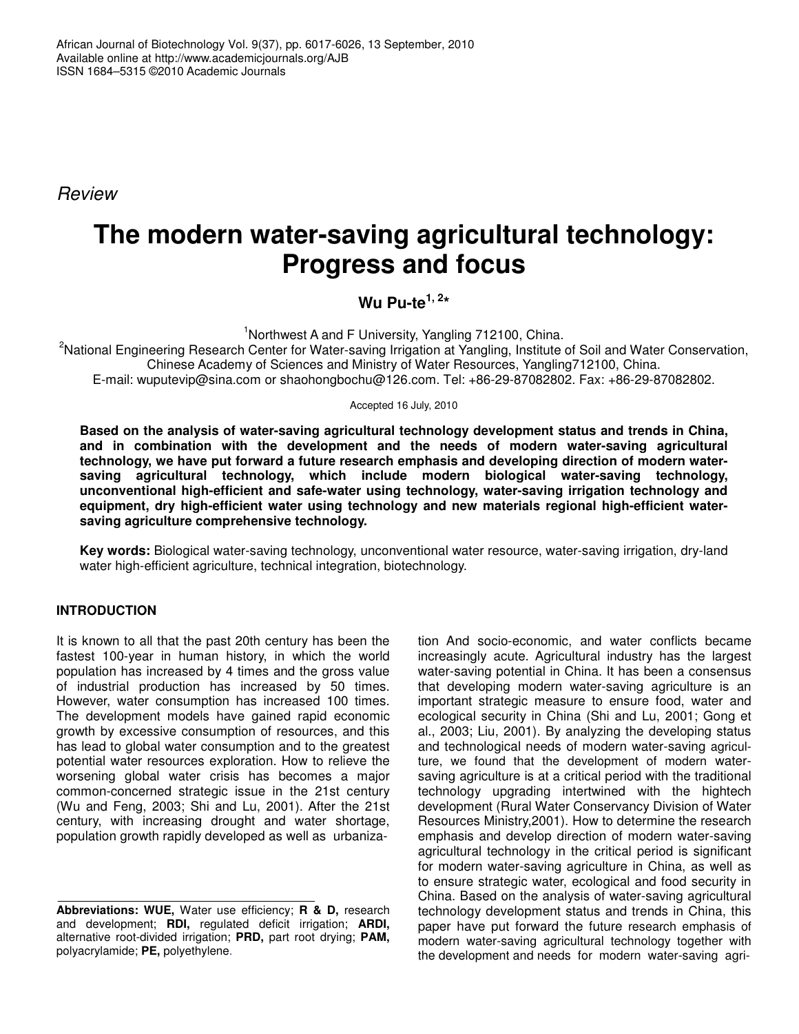*Review*

# The modern water-saving agricultural technology: Progress and focus

**Wu Pu-te[1, 2]***

[1]Northwest A and F University, Yangling 712100, China.

[2]National Engineering Research Center for Water-saving Irrigation at Yangling, Institute of Soil and Water Conservation, Chinese Academy of Sciences and Ministry of Water Resources, Yangling712100, China.

E-mail: wuputevip@sina.com or shaohongbochu@126.com. Tel: +86-29-87082802. Fax: +86-29-87082802.

Accepted 16 July, 2010

**Based on the analysis of water-saving agricultural technology development status and trends in China, and in combination with the development and the needs of modern water-saving agricultural technology, we have put forward a future research emphasis and developing direction of modern water-saving agricultural technology, which include modern biological water-saving technology, unconventional high-efficient and safe-water using technology, water-saving irrigation technology and equipment, dry high-efficient water using technology and new materials regional high-efficient water-saving agriculture comprehensive technology.**

**Key words:** Biological water-saving technology, unconventional water resource, water-saving irrigation, dry-land water high-efficient agriculture, technical integration, biotechnology.

## INTRODUCTION

It is known to all that the past 20th century has been the fastest 100-year in human history, in which the world population has increased by 4 times and the gross value of industrial production has increased by 50 times. However, water consumption has increased 100 times. The development models have gained rapid economic growth by excessive consumption of resources, and this has lead to global water consumption and to the greatest potential water resources exploration. How to relieve the worsening global water crisis has becomes a major common-concerned strategic issue in the 21st century (Wu and Feng, 2003; Shi and Lu, 2001). After the 21st century, with increasing drought and water shortage, population growth rapidly developed as well as urbanization And socio-economic, and water conflicts became increasingly acute. Agricultural industry has the largest water-saving potential in China. It has been a consensus that developing modern water-saving agriculture is an important strategic measure to ensure food, water and ecological security in China (Shi and Lu, 2001; Gong et al., 2003; Liu, 2001). By analyzing the developing status and technological needs of modern water-saving agriculture, we found that the development of modern water-saving agriculture is at a critical period with the traditional technology upgrading intertwined with the hightech development (Rural Water Conservancy Division of Water Resources Ministry,2001). How to determine the research emphasis and develop direction of modern water-saving agricultural technology in the critical period is significant for modern water-saving agriculture in China, as well as to ensure strategic water, ecological and food security in China. Based on the analysis of water-saving agricultural technology development status and trends in China, this paper have put forward the future research emphasis of modern water-saving agricultural technology together with the development and needs for modern water-saving agri-

**Abbreviations: WUE,** Water use efficiency; **R & D,** research and development; **RDI,** regulated deficit irrigation; **ARDI,** alternative root-divided irrigation; **PRD,** part root drying; **PAM,** polyacrylamide; **PE,** polyethylene.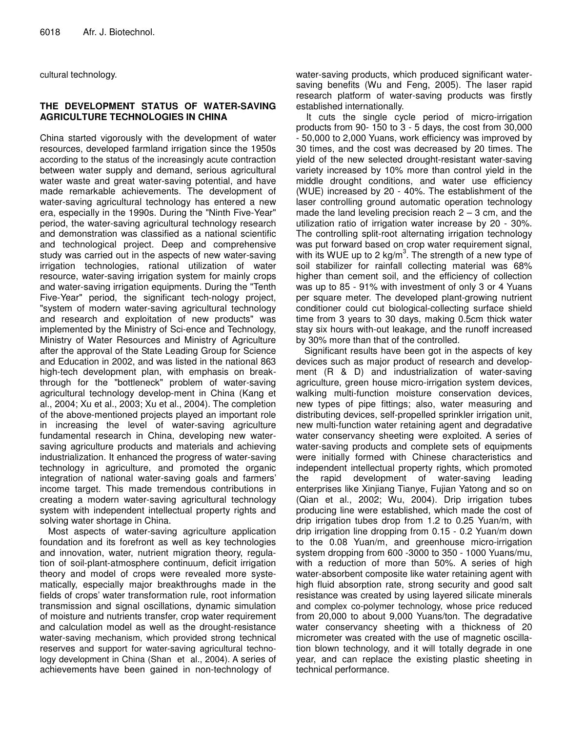cultural technology.

## THE DEVELOPMENT STATUS OF WATER-SAVING AGRICULTURE TECHNOLOGIES IN CHINA

China started vigorously with the development of water resources, developed farmland irrigation since the 1950s according to the status of the increasingly acute contraction between water supply and demand, serious agricultural water waste and great water-saving potential, and have made remarkable achievements. The development of water-saving agricultural technology has entered a new era, especially in the 1990s. During the "Ninth Five-Year" period, the water-saving agricultural technology research and demonstration was classified as a national scientific and technological project. Deep and comprehensive study was carried out in the aspects of new water-saving irrigation technologies, rational utilization of water resource, water-saving irrigation system for mainly crops and water-saving irrigation equipments. During the "Tenth Five-Year" period, the significant tech-nology project, "system of modern water-saving agricultural technology and research and exploitation of new products" was implemented by the Ministry of Sci-ence and Technology, Ministry of Water Resources and Ministry of Agriculture after the approval of the State Leading Group for Science and Education in 2002, and was listed in the national 863 high-tech development plan, with emphasis on break-through for the "bottleneck" problem of water-saving agricultural technology develop-ment in China (Kang et al., 2004; Xu et al., 2003; Xu et al., 2004). The completion of the above-mentioned projects played an important role in increasing the level of water-saving agriculture fundamental research in China, developing new water-saving agriculture products and materials and achieving industrialization. It enhanced the progress of water-saving technology in agriculture, and promoted the organic integration of national water-saving goals and farmers' income target. This made tremendous contributions in creating a modern water-saving agricultural technology system with independent intellectual property rights and solving water shortage in China.

Most aspects of water-saving agriculture application foundation and its forefront as well as key technologies and innovation, water, nutrient migration theory, regula-tion of soil-plant-atmosphere continuum, deficit irrigation theory and model of crops were revealed more syste-matically, especially major breakthroughs made in the fields of crops' water transformation rule, root information transmission and signal oscillations, dynamic simulation of moisture and nutrients transfer, crop water requirement and calculation model as well as the drought-resistance water-saving mechanism, which provided strong technical reserves and support for water-saving agricultural techno-logy development in China (Shan et al., 2004). A series of achievements have been gained in non-technology of water-saving products, which produced significant water-saving benefits (Wu and Feng, 2005). The laser rapid research platform of water-saving products was firstly established internationally.

It cuts the single cycle period of micro-irrigation products from 90- 150 to 3 - 5 days, the cost from 30,000 - 50,000 to 2,000 Yuans, work efficiency was improved by 30 times, and the cost was decreased by 20 times. The yield of the new selected drought-resistant water-saving variety increased by 10% more than control yield in the middle drought conditions, and water use efficiency (WUE) increased by 20 - 40%. The establishment of the laser controlling ground automatic operation technology made the land leveling precision reach 2 – 3 cm, and the utilization ratio of irrigation water increase by 20 - 30%. The controlling split-root alternating irrigation technology was put forward based on crop water requirement signal, with its WUE up to 2 kg/m$^3$. The strength of a new type of soil stabilizer for rainfall collecting material was 68% higher than cement soil, and the efficiency of collection was up to 85 - 91% with investment of only 3 or 4 Yuans per square meter. The developed plant-growing nutrient conditioner could cut biological-collecting surface shield time from 3 years to 30 days, making 0.5cm thick water stay six hours with-out leakage, and the runoff increased by 30% more than that of the controlled.

Significant results have been got in the aspects of key devices such as major product of research and develop-ment (R & D) and industrialization of water-saving agriculture, green house micro-irrigation system devices, walking multi-function moisture conservation devices, new types of pipe fittings; also, water measuring and distributing devices, self-propelled sprinkler irrigation unit, new multi-function water retaining agent and degradative water conservancy sheeting were exploited. A series of water-saving products and complete sets of equipments were initially formed with Chinese characteristics and independent intellectual property rights, which promoted the rapid development of water-saving leading enterprises like Xinjiang Tianye, Fujian Yatong and so on (Qian et al., 2002; Wu, 2004). Drip irrigation tubes producing line were established, which made the cost of drip irrigation tubes drop from 1.2 to 0.25 Yuan/m, with drip irrigation line dropping from 0.15 - 0.2 Yuan/m down to the 0.08 Yuan/m, and greenhouse micro-irrigation system dropping from 600 -3000 to 350 - 1000 Yuans/mu, with a reduction of more than 50%. A series of high water-absorbent composite like water retaining agent with high fluid absorption rate, strong security and good salt resistance was created by using layered silicate minerals and complex co-polymer technology, whose price reduced from 20,000 to about 9,000 Yuans/ton. The degradative water conservancy sheeting with a thickness of 20 micrometer was created with the use of magnetic oscilla-tion blown technology, and it will totally degrade in one year, and can replace the existing plastic sheeting in technical performance.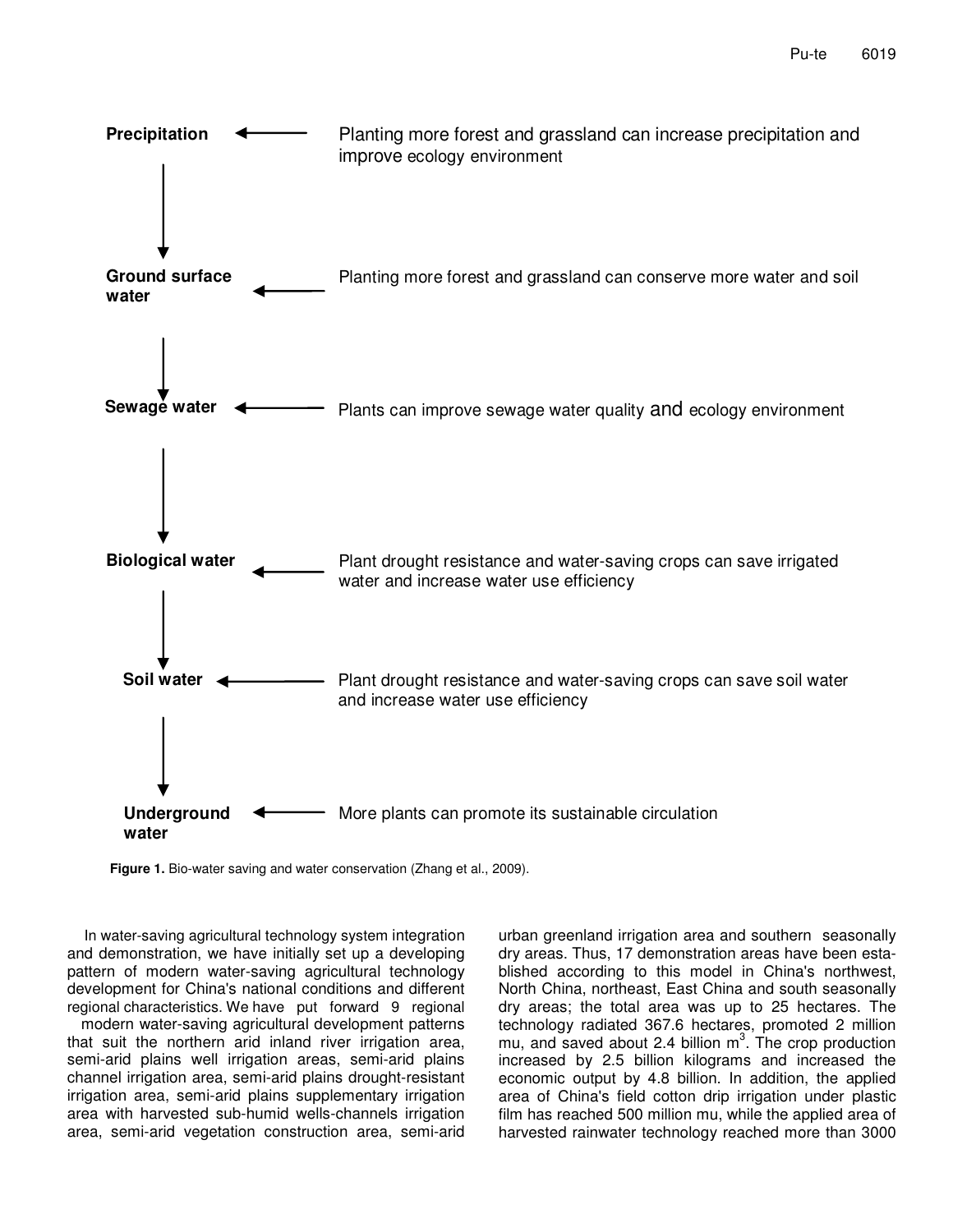| | | |
|---|---|---|
| **Precipitation** | ← | Planting more forest and grassland can increase precipitation and improve ecology environment |
| ↓ | | |
| **Ground surface water** | ← | Planting more forest and grassland can conserve more water and soil |
| ↓ | | |
| **Sewage water** | ← | Plants can improve sewage water quality and ecology environment |
| ↓ | | |
| **Biological water** | ← | Plant drought resistance and water-saving crops can save irrigated water and increase water use efficiency |
| ↓ | | |
| **Soil water** | ← | Plant drought resistance and water-saving crops can save soil water and increase water use efficiency |
| ↓ | | |
| **Underground water** | ← | More plants can promote its sustainable circulation |

**Figure 1.** Bio-water saving and water conservation (Zhang et al., 2009).

In water-saving agricultural technology system integration and demonstration, we have initially set up a developing pattern of modern water-saving agricultural technology development for China's national conditions and different regional characteristics. We have put forward 9 regional modern water-saving agricultural development patterns that suit the northern arid inland river irrigation area, semi-arid plains well irrigation areas, semi-arid plains channel irrigation area, semi-arid plains drought-resistant irrigation area, semi-arid plains supplementary irrigation area with harvested sub-humid wells-channels irrigation area, semi-arid vegetation construction area, semi-arid urban greenland irrigation area and southern seasonally dry areas. Thus, 17 demonstration areas have been established according to this model in China's northwest, North China, northeast, East China and south seasonally dry areas; the total area was up to 25 hectares. The technology radiated 367.6 hectares, promoted 2 million mu, and saved about 2.4 billion $m^3$. The crop production increased by 2.5 billion kilograms and increased the economic output by 4.8 billion. In addition, the applied area of China's field cotton drip irrigation under plastic film has reached 500 million mu, while the applied area of harvested rainwater technology reached more than 3000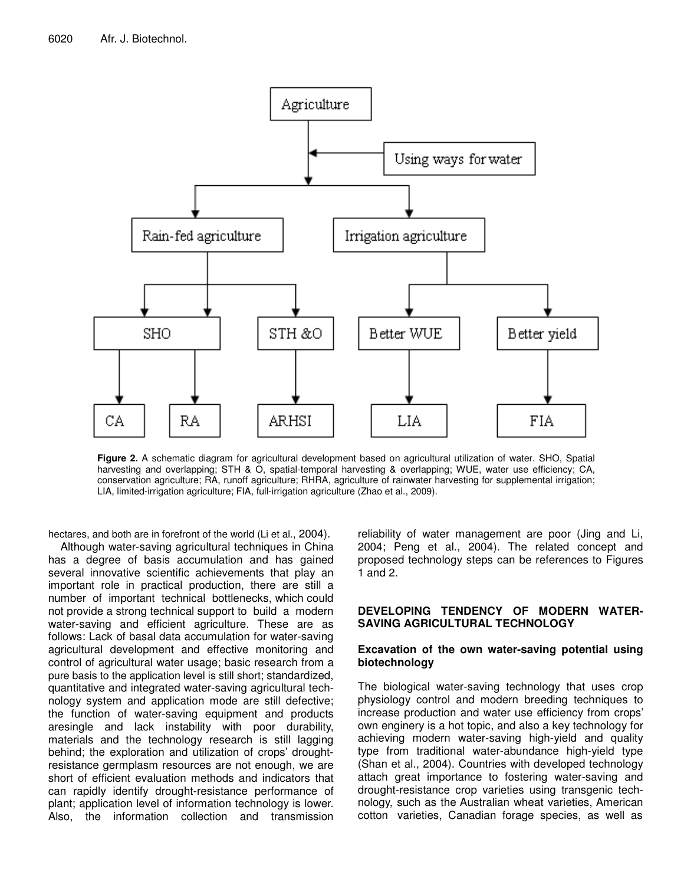Figure 2. A schematic diagram for agricultural development based on agricultural utilization of water. SHO, Spatial harvesting and overlapping; STH & O, spatial-temporal harvesting & overlapping; WUE, water use efficiency; CA, conservation agriculture; RA, runoff agriculture; RHRA, agriculture of rainwater harvesting for supplemental irrigation; LIA, limited-irrigation agriculture; FIA, full-irrigation agriculture (Zhao et al., 2009).

hectares, and both are in forefront of the world (Li et al., 2004).

Although water-saving agricultural techniques in China has a degree of basis accumulation and has gained several innovative scientific achievements that play an important role in practical production, there are still a number of important technical bottlenecks, which could not provide a strong technical support to build a modern water-saving and efficient agriculture. These are as follows: Lack of basal data accumulation for water-saving agricultural development and effective monitoring and control of agricultural water usage; basic research from a pure basis to the application level is still short; standardized, quantitative and integrated water-saving agricultural technology system and application mode are still defective; the function of water-saving equipment and products aresingle and lack instability with poor durability, materials and the technology research is still lagging behind; the exploration and utilization of crops' drought-resistance germplasm resources are not enough, we are short of efficient evaluation methods and indicators that can rapidly identify drought-resistance performance of plant; application level of information technology is lower. Also, the information collection and transmission reliability of water management are poor (Jing and Li, 2004; Peng et al., 2004). The related concept and proposed technology steps can be references to Figures 1 and 2.

## DEVELOPING TENDENCY OF MODERN WATER-SAVING AGRICULTURAL TECHNOLOGY

### Excavation of the own water-saving potential using biotechnology

The biological water-saving technology that uses crop physiology control and modern breeding techniques to increase production and water use efficiency from crops' own enginery is a hot topic, and also a key technology for achieving modern water-saving high-yield and quality type from traditional water-abundance high-yield type (Shan et al., 2004). Countries with developed technology attach great importance to fostering water-saving and drought-resistance crop varieties using transgenic technology, such as the Australian wheat varieties, American cotton varieties, Canadian forage species, as well as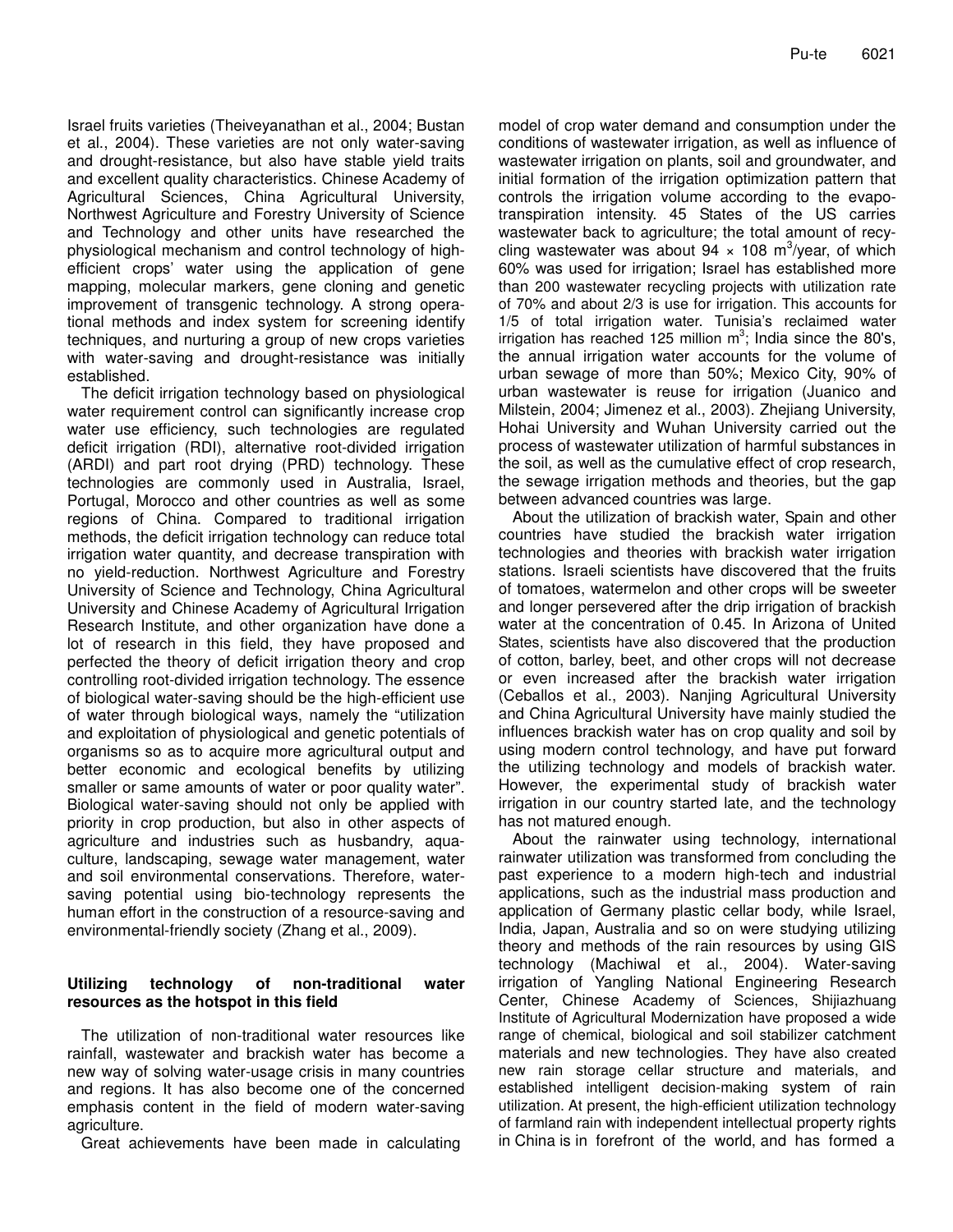Israel fruits varieties (Theiveyanathan et al., 2004; Bustan et al., 2004). These varieties are not only water-saving and drought-resistance, but also have stable yield traits and excellent quality characteristics. Chinese Academy of Agricultural Sciences, China Agricultural University, Northwest Agriculture and Forestry University of Science and Technology and other units have researched the physiological mechanism and control technology of high-efficient crops' water using the application of gene mapping, molecular markers, gene cloning and genetic improvement of transgenic technology. A strong operational methods and index system for screening identify techniques, and nurturing a group of new crops varieties with water-saving and drought-resistance was initially established.

The deficit irrigation technology based on physiological water requirement control can significantly increase crop water use efficiency, such technologies are regulated deficit irrigation (RDI), alternative root-divided irrigation (ARDI) and part root drying (PRD) technology. These technologies are commonly used in Australia, Israel, Portugal, Morocco and other countries as well as some regions of China. Compared to traditional irrigation methods, the deficit irrigation technology can reduce total irrigation water quantity, and decrease transpiration with no yield-reduction. Northwest Agriculture and Forestry University of Science and Technology, China Agricultural University and Chinese Academy of Agricultural Irrigation Research Institute, and other organization have done a lot of research in this field, they have proposed and perfected the theory of deficit irrigation theory and crop controlling root-divided irrigation technology. The essence of biological water-saving should be the high-efficient use of water through biological ways, namely the "utilization and exploitation of physiological and genetic potentials of organisms so as to acquire more agricultural output and better economic and ecological benefits by utilizing smaller or same amounts of water or poor quality water". Biological water-saving should not only be applied with priority in crop production, but also in other aspects of agriculture and industries such as husbandry, aquaculture, landscaping, sewage water management, water and soil environmental conservations. Therefore, water-saving potential using bio-technology represents the human effort in the construction of a resource-saving and environmental-friendly society (Zhang et al., 2009).

### Utilizing technology of non-traditional water resources as the hotspot in this field

The utilization of non-traditional water resources like rainfall, wastewater and brackish water has become a new way of solving water-usage crisis in many countries and regions. It has also become one of the concerned emphasis content in the field of modern water-saving agriculture.

Great achievements have been made in calculating model of crop water demand and consumption under the conditions of wastewater irrigation, as well as influence of wastewater irrigation on plants, soil and groundwater, and initial formation of the irrigation optimization pattern that controls the irrigation volume according to the evapotranspiration intensity. 45 States of the US carries wastewater back to agriculture; the total amount of recycling wastewater was about $94 \times 108$ $m^3$/year, of which 60% was used for irrigation; Israel has established more than 200 wastewater recycling projects with utilization rate of 70% and about 2/3 is use for irrigation. This accounts for 1/5 of total irrigation water. Tunisia's reclaimed water irrigation has reached 125 million $m^3$; India since the 80's, the annual irrigation water accounts for the volume of urban sewage of more than 50%; Mexico City, 90% of urban wastewater is reuse for irrigation (Juanico and Milstein, 2004; Jimenez et al., 2003). Zhejiang University, Hohai University and Wuhan University carried out the process of wastewater utilization of harmful substances in the soil, as well as the cumulative effect of crop research, the sewage irrigation methods and theories, but the gap between advanced countries was large.

About the utilization of brackish water, Spain and other countries have studied the brackish water irrigation technologies and theories with brackish water irrigation stations. Israeli scientists have discovered that the fruits of tomatoes, watermelon and other crops will be sweeter and longer persevered after the drip irrigation of brackish water at the concentration of 0.45. In Arizona of United States, scientists have also discovered that the production of cotton, barley, beet, and other crops will not decrease or even increased after the brackish water irrigation (Ceballos et al., 2003). Nanjing Agricultural University and China Agricultural University have mainly studied the influences brackish water has on crop quality and soil by using modern control technology, and have put forward the utilizing technology and models of brackish water. However, the experimental study of brackish water irrigation in our country started late, and the technology has not matured enough.

About the rainwater using technology, international rainwater utilization was transformed from concluding the past experience to a modern high-tech and industrial applications, such as the industrial mass production and application of Germany plastic cellar body, while Israel, India, Japan, Australia and so on were studying utilizing theory and methods of the rain resources by using GIS technology (Machiwal et al., 2004). Water-saving irrigation of Yangling National Engineering Research Center, Chinese Academy of Sciences, Shijiazhuang Institute of Agricultural Modernization have proposed a wide range of chemical, biological and soil stabilizer catchment materials and new technologies. They have also created new rain storage cellar structure and materials, and established intelligent decision-making system of rain utilization. At present, the high-efficient utilization technology of farmland rain with independent intellectual property rights in China is in forefront of the world, and has formed a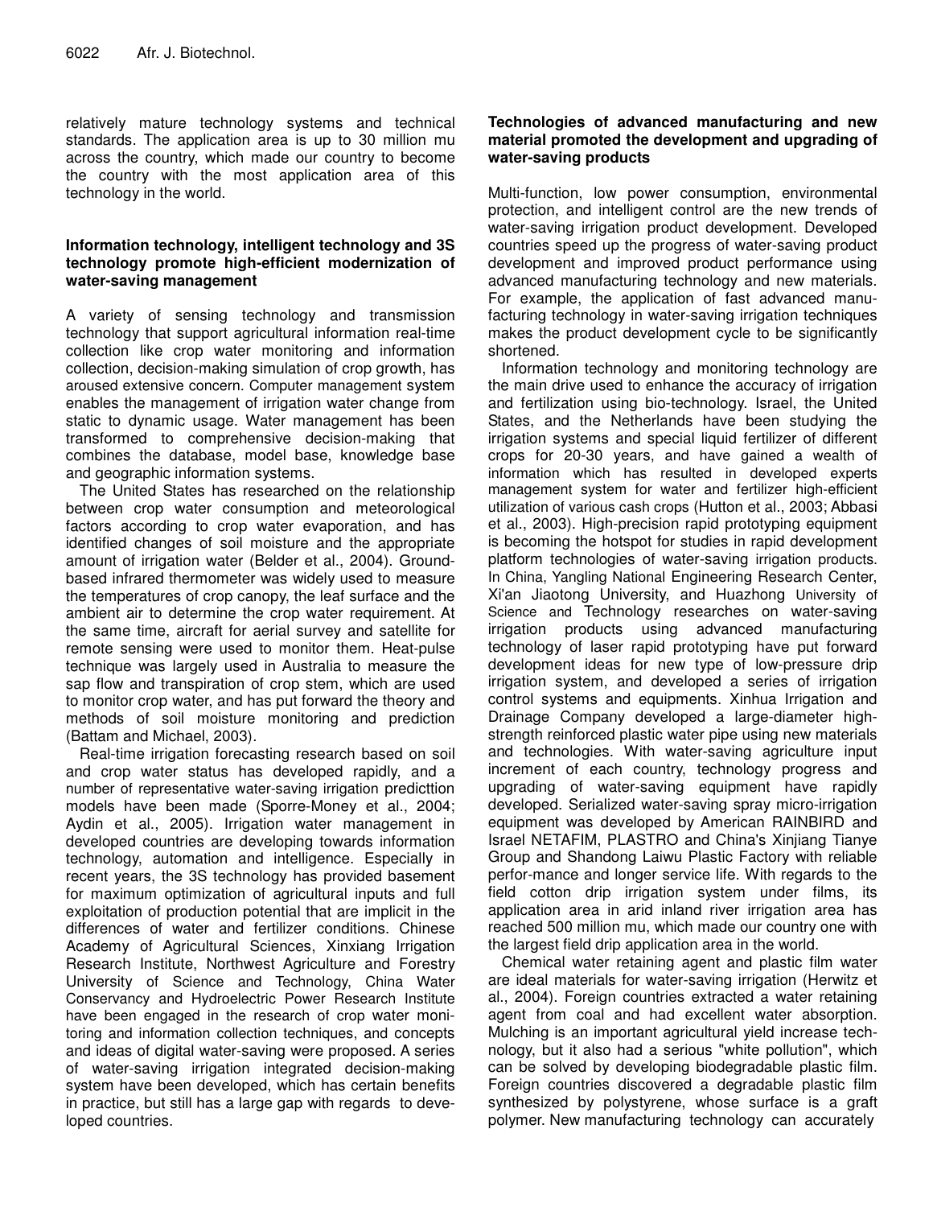relatively mature technology systems and technical standards. The application area is up to 30 million mu across the country, which made our country to become the country with the most application area of this technology in the world.

**Information technology, intelligent technology and 3S technology promote high-efficient modernization of water-saving management**

A variety of sensing technology and transmission technology that support agricultural information real-time collection like crop water monitoring and information collection, decision-making simulation of crop growth, has aroused extensive concern. Computer management system enables the management of irrigation water change from static to dynamic usage. Water management has been transformed to comprehensive decision-making that combines the database, model base, knowledge base and geographic information systems.

The United States has researched on the relationship between crop water consumption and meteorological factors according to crop water evaporation, and has identified changes of soil moisture and the appropriate amount of irrigation water (Belder et al., 2004). Ground-based infrared thermometer was widely used to measure the temperatures of crop canopy, the leaf surface and the ambient air to determine the crop water requirement. At the same time, aircraft for aerial survey and satellite for remote sensing were used to monitor them. Heat-pulse technique was largely used in Australia to measure the sap flow and transpiration of crop stem, which are used to monitor crop water, and has put forward the theory and methods of soil moisture monitoring and prediction (Battam and Michael, 2003).

Real-time irrigation forecasting research based on soil and crop water status has developed rapidly, and a number of representative water-saving irrigation predicttion models have been made (Sporre-Money et al., 2004; Aydin et al., 2005). Irrigation water management in developed countries are developing towards information technology, automation and intelligence. Especially in recent years, the 3S technology has provided basement for maximum optimization of agricultural inputs and full exploitation of production potential that are implicit in the differences of water and fertilizer conditions. Chinese Academy of Agricultural Sciences, Xinxiang Irrigation Research Institute, Northwest Agriculture and Forestry University of Science and Technology, China Water Conservancy and Hydroelectric Power Research Institute have been engaged in the research of crop water monitoring and information collection techniques, and concepts and ideas of digital water-saving were proposed. A series of water-saving irrigation integrated decision-making system have been developed, which has certain benefits in practice, but still has a large gap with regards to developed countries.

**Technologies of advanced manufacturing and new material promoted the development and upgrading of water-saving products**

Multi-function, low power consumption, environmental protection, and intelligent control are the new trends of water-saving irrigation product development. Developed countries speed up the progress of water-saving product development and improved product performance using advanced manufacturing technology and new materials. For example, the application of fast advanced manufacturing technology in water-saving irrigation techniques makes the product development cycle to be significantly shortened.

Information technology and monitoring technology are the main drive used to enhance the accuracy of irrigation and fertilization using bio-technology. Israel, the United States, and the Netherlands have been studying the irrigation systems and special liquid fertilizer of different crops for 20-30 years, and have gained a wealth of information which has resulted in developed experts management system for water and fertilizer high-efficient utilization of various cash crops (Hutton et al., 2003; Abbasi et al., 2003). High-precision rapid prototyping equipment is becoming the hotspot for studies in rapid development platform technologies of water-saving irrigation products. In China, Yangling National Engineering Research Center, Xi'an Jiaotong University, and Huazhong University of Science and Technology researches on water-saving irrigation products using advanced manufacturing technology of laser rapid prototyping have put forward development ideas for new type of low-pressure drip irrigation system, and developed a series of irrigation control systems and equipments. Xinhua Irrigation and Drainage Company developed a large-diameter high-strength reinforced plastic water pipe using new materials and technologies. With water-saving agriculture input increment of each country, technology progress and upgrading of water-saving equipment have rapidly developed. Serialized water-saving spray micro-irrigation equipment was developed by American RAINBIRD and Israel NETAFIM, PLASTRO and China's Xinjiang Tianye Group and Shandong Laiwu Plastic Factory with reliable perfor-mance and longer service life. With regards to the field cotton drip irrigation system under films, its application area in arid inland river irrigation area has reached 500 million mu, which made our country one with the largest field drip application area in the world.

Chemical water retaining agent and plastic film water are ideal materials for water-saving irrigation (Herwitz et al., 2004). Foreign countries extracted a water retaining agent from coal and had excellent water absorption. Mulching is an important agricultural yield increase technology, but it also had a serious "white pollution", which can be solved by developing biodegradable plastic film. Foreign countries discovered a degradable plastic film synthesized by polystyrene, whose surface is a graft polymer. New manufacturing technology can accurately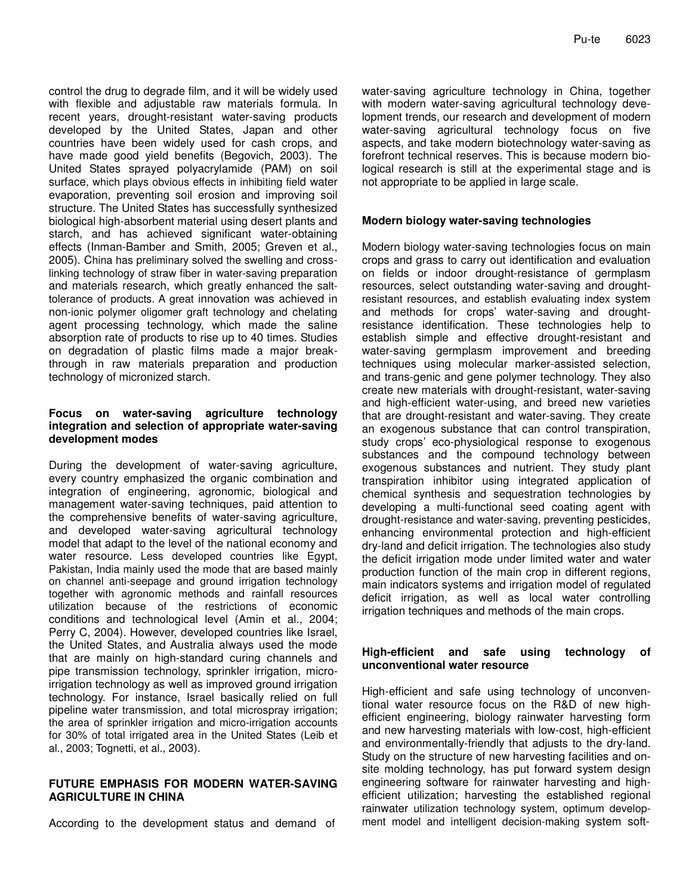control the drug to degrade film, and it will be widely used with flexible and adjustable raw materials formula. In recent years, drought-resistant water-saving products developed by the United States, Japan and other countries have been widely used for cash crops, and have made good yield benefits (Begovich, 2003). The United States sprayed polyacrylamide (PAM) on soil surface, which plays obvious effects in inhibiting field water evaporation, preventing soil erosion and improving soil structure. The United States has successfully synthesized biological high-absorbent material using desert plants and starch, and has achieved significant water-obtaining effects (Inman-Bamber and Smith, 2005; Greven et al., 2005). China has preliminary solved the swelling and cross-linking technology of straw fiber in water-saving preparation and materials research, which greatly enhanced the salt-tolerance of products. A great innovation was achieved in non-ionic polymer oligomer graft technology and chelating agent processing technology, which made the saline absorption rate of products to rise up to 40 times. Studies on degradation of plastic films made a major breakthrough in raw materials preparation and production technology of micronized starch.

### Focus on water-saving agriculture technology integration and selection of appropriate water-saving development modes

During the development of water-saving agriculture, every country emphasized the organic combination and integration of engineering, agronomic, biological and management water-saving techniques, paid attention to the comprehensive benefits of water-saving agriculture, and developed water-saving agricultural technology model that adapt to the level of the national economy and water resource. Less developed countries like Egypt, Pakistan, India mainly used the mode that are based mainly on channel anti-seepage and ground irrigation technology together with agronomic methods and rainfall resources utilization because of the restrictions of economic conditions and technological level (Amin et al., 2004; Perry C, 2004). However, developed countries like Israel, the United States, and Australia always used the mode that are mainly on high-standard curing channels and pipe transmission technology, sprinkler irrigation, micro-irrigation technology as well as improved ground irrigation technology. For instance, Israel basically relied on full pipeline water transmission, and total microspray irrigation; the area of sprinkler irrigation and micro-irrigation accounts for 30% of total irrigated area in the United States (Leib et al., 2003; Tognetti, et al., 2003).

## FUTURE EMPHASIS FOR MODERN WATER-SAVING AGRICULTURE IN CHINA

According to the development status and demand of water-saving agriculture technology in China, together with modern water-saving agricultural technology development trends, our research and development of modern water-saving agricultural technology focus on five aspects, and take modern biotechnology water-saving as forefront technical reserves. This is because modern biological research is still at the experimental stage and is not appropriate to be applied in large scale.

### Modern biology water-saving technologies

Modern biology water-saving technologies focus on main crops and grass to carry out identification and evaluation on fields or indoor drought-resistance of germplasm resources, select outstanding water-saving and drought-resistant resources, and establish evaluating index system and methods for crops' water-saving and drought-resistance identification. These technologies help to establish simple and effective drought-resistant and water-saving germplasm improvement and breeding techniques using molecular marker-assisted selection, and trans-genic and gene polymer technology. They also create new materials with drought-resistant, water-saving and high-efficient water-using, and breed new varieties that are drought-resistant and water-saving. They create an exogenous substance that can control transpiration, study crops' eco-physiological response to exogenous substances and the compound technology between exogenous substances and nutrient. They study plant transpiration inhibitor using integrated application of chemical synthesis and sequestration technologies by developing a multi-functional seed coating agent with drought-resistance and water-saving, preventing pesticides, enhancing environmental protection and high-efficient dry-land and deficit irrigation. The technologies also study the deficit irrigation mode under limited water and water production function of the main crop in different regions, main indicators systems and irrigation model of regulated deficit irrigation, as well as local water controlling irrigation techniques and methods of the main crops.

### High-efficient and safe using technology of unconventional water resource

High-efficient and safe using technology of unconventional water resource focus on the R&D of new high-efficient engineering, biology rainwater harvesting form and new harvesting materials with low-cost, high-efficient and environmentally-friendly that adjusts to the dry-land. Study on the structure of new harvesting facilities and on-site molding technology, has put forward system design engineering software for rainwater harvesting and high-efficient utilization; harvesting the established regional rainwater utilization technology system, optimum development model and intelligent decision-making system soft-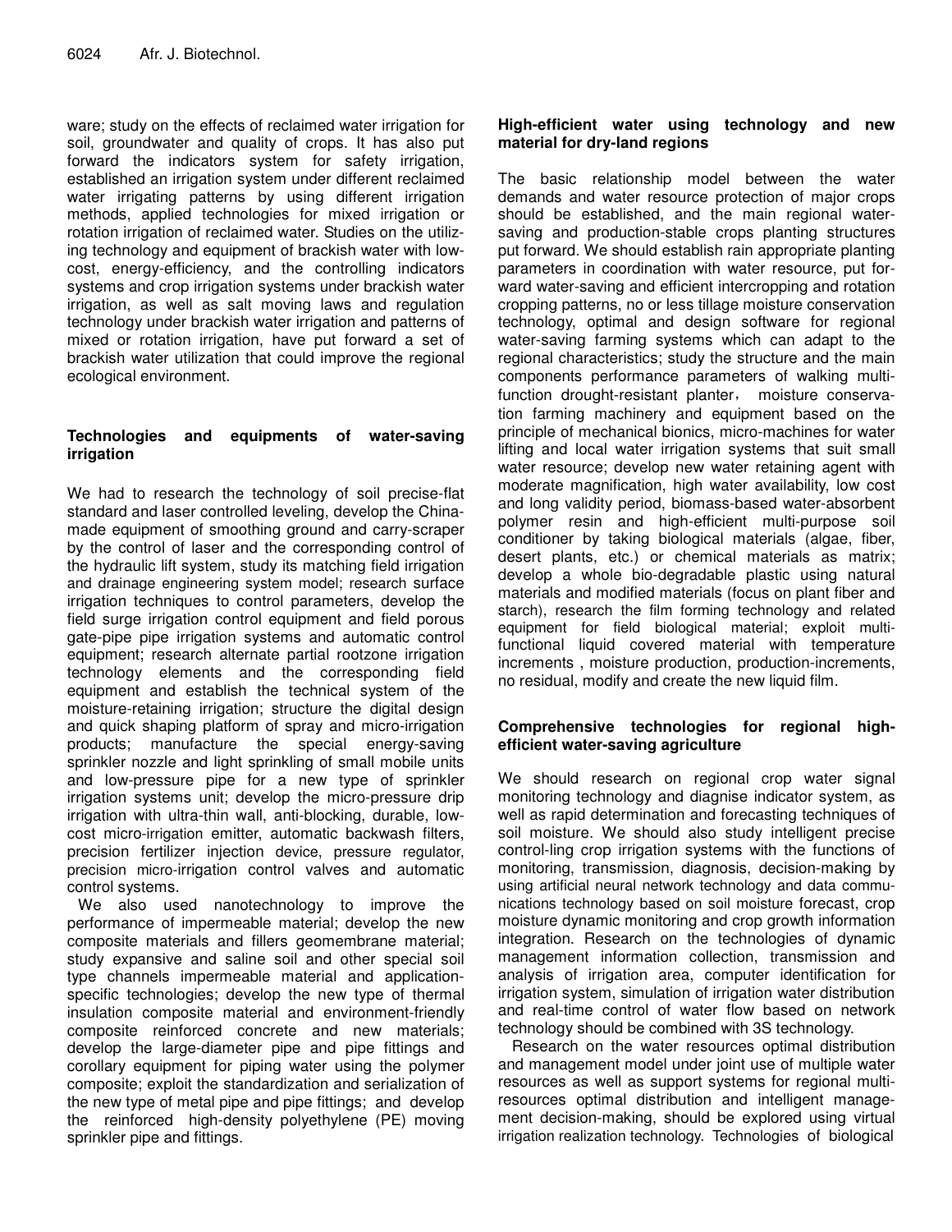ware; study on the effects of reclaimed water irrigation for soil, groundwater and quality of crops. It has also put forward the indicators system for safety irrigation, established an irrigation system under different reclaimed water irrigating patterns by using different irrigation methods, applied technologies for mixed irrigation or rotation irrigation of reclaimed water. Studies on the utilizing technology and equipment of brackish water with low-cost, energy-efficiency, and the controlling indicators systems and crop irrigation systems under brackish water irrigation, as well as salt moving laws and regulation technology under brackish water irrigation and patterns of mixed or rotation irrigation, have put forward a set of brackish water utilization that could improve the regional ecological environment.

### Technologies and equipments of water-saving irrigation

We had to research the technology of soil precise-flat standard and laser controlled leveling, develop the China-made equipment of smoothing ground and carry-scraper by the control of laser and the corresponding control of the hydraulic lift system, study its matching field irrigation and drainage engineering system model; research surface irrigation techniques to control parameters, develop the field surge irrigation control equipment and field porous gate-pipe pipe irrigation systems and automatic control equipment; research alternate partial rootzone irrigation technology elements and the corresponding field equipment and establish the technical system of the moisture-retaining irrigation; structure the digital design and quick shaping platform of spray and micro-irrigation products; manufacture the special energy-saving sprinkler nozzle and light sprinkling of small mobile units and low-pressure pipe for a new type of sprinkler irrigation systems unit; develop the micro-pressure drip irrigation with ultra-thin wall, anti-blocking, durable, low-cost micro-irrigation emitter, automatic backwash filters, precision fertilizer injection device, pressure regulator, precision micro-irrigation control valves and automatic control systems.

We also used nanotechnology to improve the performance of impermeable material; develop the new composite materials and fillers geomembrane material; study expansive and saline soil and other special soil type channels impermeable material and application-specific technologies; develop the new type of thermal insulation composite material and environment-friendly composite reinforced concrete and new materials; develop the large-diameter pipe and pipe fittings and corollary equipment for piping water using the polymer composite; exploit the standardization and serialization of the new type of metal pipe and pipe fittings; and develop the reinforced high-density polyethylene (PE) moving sprinkler pipe and fittings.

### High-efficient water using technology and new material for dry-land regions

The basic relationship model between the water demands and water resource protection of major crops should be established, and the main regional water-saving and production-stable crops planting structures put forward. We should establish rain appropriate planting parameters in coordination with water resource, put forward water-saving and efficient intercropping and rotation cropping patterns, no or less tillage moisture conservation technology, optimal and design software for regional water-saving farming systems which can adapt to the regional characteristics; study the structure and the main components performance parameters of walking multi-function drought-resistant planter, moisture conservation farming machinery and equipment based on the principle of mechanical bionics, micro-machines for water lifting and local water irrigation systems that suit small water resource; develop new water retaining agent with moderate magnification, high water availability, low cost and long validity period, biomass-based water-absorbent polymer resin and high-efficient multi-purpose soil conditioner by taking biological materials (algae, fiber, desert plants, etc.) or chemical materials as matrix; develop a whole bio-degradable plastic using natural materials and modified materials (focus on plant fiber and starch), research the film forming technology and related equipment for field biological material; exploit multi-functional liquid covered material with temperature increments , moisture production, production-increments, no residual, modify and create the new liquid film.

### Comprehensive technologies for regional high-efficient water-saving agriculture

We should research on regional crop water signal monitoring technology and diagnise indicator system, as well as rapid determination and forecasting techniques of soil moisture. We should also study intelligent precise control-ling crop irrigation systems with the functions of monitoring, transmission, diagnosis, decision-making by using artificial neural network technology and data communications technology based on soil moisture forecast, crop moisture dynamic monitoring and crop growth information integration. Research on the technologies of dynamic management information collection, transmission and analysis of irrigation area, computer identification for irrigation system, simulation of irrigation water distribution and real-time control of water flow based on network technology should be combined with 3S technology.

Research on the water resources optimal distribution and management model under joint use of multiple water resources as well as support systems for regional multi-resources optimal distribution and intelligent management decision-making, should be explored using virtual irrigation realization technology. Technologies of biological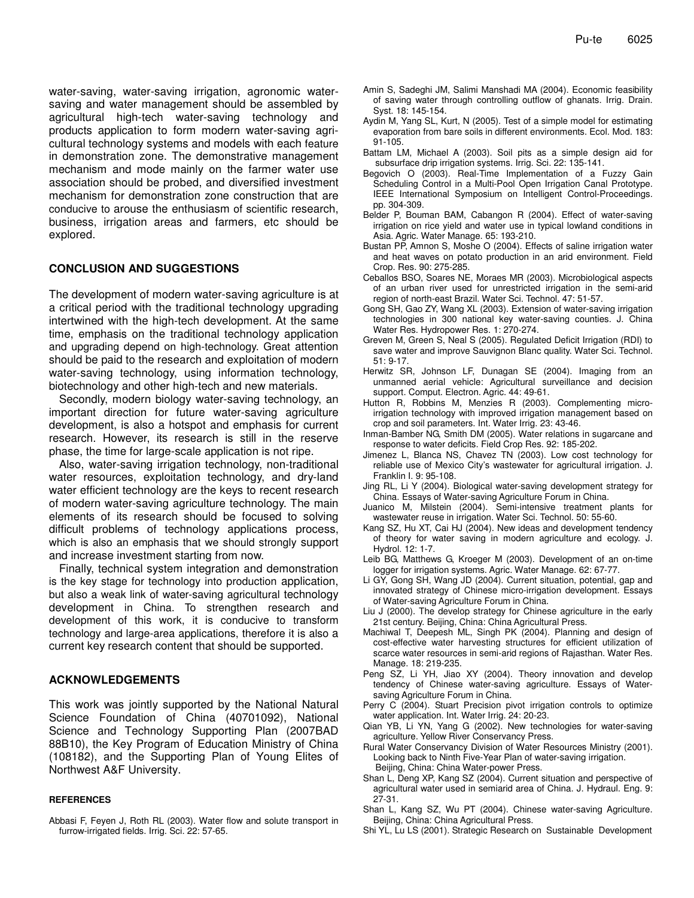water-saving, water-saving irrigation, agronomic water-saving and water management should be assembled by agricultural high-tech water-saving technology and products application to form modern water-saving agricultural technology systems and models with each feature in demonstration zone. The demonstrative management mechanism and mode mainly on the farmer water use association should be probed, and diversified investment mechanism for demonstration zone construction that are conducive to arouse the enthusiasm of scientific research, business, irrigation areas and farmers, etc should be explored.

## CONCLUSION AND SUGGESTIONS

The development of modern water-saving agriculture is at a critical period with the traditional technology upgrading intertwined with the high-tech development. At the same time, emphasis on the traditional technology application and upgrading depend on high-technology. Great attention should be paid to the research and exploitation of modern water-saving technology, using information technology, biotechnology and other high-tech and new materials.

Secondly, modern biology water-saving technology, an important direction for future water-saving agriculture development, is also a hotspot and emphasis for current research. However, its research is still in the reserve phase, the time for large-scale application is not ripe.

Also, water-saving irrigation technology, non-traditional water resources, exploitation technology, and dry-land water efficient technology are the keys to recent research of modern water-saving agriculture technology. The main elements of its research should be focused to solving difficult problems of technology applications process, which is also an emphasis that we should strongly support and increase investment starting from now.

Finally, technical system integration and demonstration is the key stage for technology into production application, but also a weak link of water-saving agricultural technology development in China. To strengthen research and development of this work, it is conducive to transform technology and large-area applications, therefore it is also a current key research content that should be supported.

## ACKNOWLEDGEMENTS

This work was jointly supported by the National Natural Science Foundation of China (40701092), National Science and Technology Supporting Plan (2007BAD 88B10), the Key Program of Education Ministry of China (108182), and the Supporting Plan of Young Elites of Northwest A&F University.

## REFERENCES

Abbasi F, Feyen J, Roth RL (2003). Water flow and solute transport in furrow-irrigated fields. Irrig. Sci. 22: 57-65.

Amin S, Sadeghi JM, Salimi Manshadi MA (2004). Economic feasibility of saving water through controlling outflow of ghanats. Irrig. Drain. Syst. 18: 145-154.

Aydin M, Yang SL, Kurt, N (2005). Test of a simple model for estimating evaporation from bare soils in different environments. Ecol. Mod. 183: 91-105.

Battam LM, Michael A (2003). Soil pits as a simple design aid for subsurface drip irrigation systems. Irrig. Sci. 22: 135-141.

Begovich O (2003). Real-Time Implementation of a Fuzzy Gain Scheduling Control in a Multi-Pool Open Irrigation Canal Prototype. IEEE International Symposium on Intelligent Control-Proceedings. pp. 304-309.

Belder P, Bouman BAM, Cabangon R (2004). Effect of water-saving irrigation on rice yield and water use in typical lowland conditions in Asia. Agric. Water Manage. 65: 193-210.

Bustan PP, Amnon S, Moshe O (2004). Effects of saline irrigation water and heat waves on potato production in an arid environment. Field Crop. Res. 90: 275-285.

Ceballos BSO, Soares NE, Moraes MR (2003). Microbiological aspects of an urban river used for unrestricted irrigation in the semi-arid region of north-east Brazil. Water Sci. Technol. 47: 51-57.

Gong SH, Gao ZY, Wang XL (2003). Extension of water-saving irrigation technologies in 300 national key water-saving counties. J. China Water Res. Hydropower Res. 1: 270-274.

Greven M, Green S, Neal S (2005). Regulated Deficit Irrigation (RDI) to save water and improve Sauvignon Blanc quality. Water Sci. Technol. 51: 9-17.

Herwitz SR, Johnson LF, Dunagan SE (2004). Imaging from an unmanned aerial vehicle: Agricultural surveillance and decision support. Comput. Electron. Agric. 44: 49-61.

Hutton R, Robbins M, Menzies R (2003). Complementing micro-irrigation technology with improved irrigation management based on crop and soil parameters. Int. Water Irrig. 23: 43-46.

Inman-Bamber NG, Smith DM (2005). Water relations in sugarcane and response to water deficits. Field Crop Res. 92: 185-202.

Jimenez L, Blanca NS, Chavez TN (2003). Low cost technology for reliable use of Mexico City's wastewater for agricultural irrigation. J. Franklin I. 9: 95-108.

Jing RL, Li Y (2004). Biological water-saving development strategy for China. Essays of Water-saving Agriculture Forum in China.

Juanico M, Milstein (2004). Semi-intensive treatment plants for wastewater reuse in irrigation. Water Sci. Technol. 50: 55-60.

Kang SZ, Hu XT, Cai HJ (2004). New ideas and development tendency of theory for water saving in modern agriculture and ecology. J. Hydrol. 12: 1-7.

Leib BG, Matthews G, Kroeger M (2003). Development of an on-time logger for irrigation systems. Agric. Water Manage. 62: 67-77.

Li GY, Gong SH, Wang JD (2004). Current situation, potential, gap and innovated strategy of Chinese micro-irrigation development. Essays of Water-saving Agriculture Forum in China.

Liu J (2000). The develop strategy for Chinese agriculture in the early 21st century. Beijing, China: China Agricultural Press.

Machiwal T, Deepesh ML, Singh PK (2004). Planning and design of cost-effective water harvesting structures for efficient utilization of scarce water resources in semi-arid regions of Rajasthan. Water Res. Manage. 18: 219-235.

Peng SZ, Li YH, Jiao XY (2004). Theory innovation and develop tendency of Chinese water-saving agriculture. Essays of Water-saving Agriculture Forum in China.

Perry C (2004). Stuart Precision pivot irrigation controls to optimize water application. Int. Water Irrig. 24: 20-23.

Qian YB, Li YN, Yang G (2002). New technologies for water-saving agriculture. Yellow River Conservancy Press.

Rural Water Conservancy Division of Water Resources Ministry (2001). Looking back to Ninth Five-Year Plan of water-saving irrigation. Beijing, China: China Water-power Press.

Shan L, Deng XP, Kang SZ (2004). Current situation and perspective of agricultural water used in semiarid area of China. J. Hydraul. Eng. 9: 27-31.

Shan L, Kang SZ, Wu PT (2004). Chinese water-saving Agriculture. Beijing, China: China Agricultural Press.

Shi YL, Lu LS (2001). Strategic Research on Sustainable Development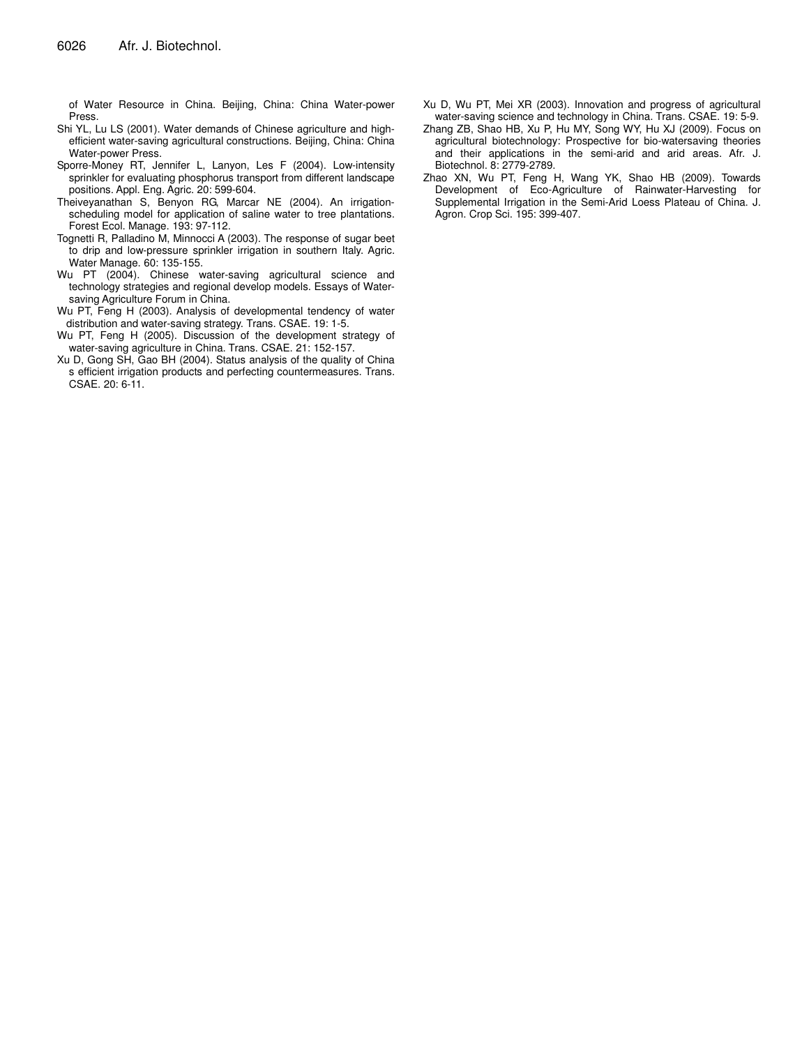of Water Resource in China. Beijing, China: China Water-power Press.

Shi YL, Lu LS (2001). Water demands of Chinese agriculture and high-efficient water-saving agricultural constructions. Beijing, China: China Water-power Press.

Sporre-Money RT, Jennifer L, Lanyon, Les F (2004). Low-intensity sprinkler for evaluating phosphorus transport from different landscape positions. Appl. Eng. Agric. 20: 599-604.

Theiveyanathan S, Benyon RG, Marcar NE (2004). An irrigation-scheduling model for application of saline water to tree plantations. Forest Ecol. Manage. 193: 97-112.

Tognetti R, Palladino M, Minnocci A (2003). The response of sugar beet to drip and low-pressure sprinkler irrigation in southern Italy. Agric. Water Manage. 60: 135-155.

Wu PT (2004). Chinese water-saving agricultural science and technology strategies and regional develop models. Essays of Water-saving Agriculture Forum in China.

Wu PT, Feng H (2003). Analysis of developmental tendency of water distribution and water-saving strategy. Trans. CSAE. 19: 1-5.

Wu PT, Feng H (2005). Discussion of the development strategy of water-saving agriculture in China. Trans. CSAE. 21: 152-157.

Xu D, Gong SH, Gao BH (2004). Status analysis of the quality of China s efficient irrigation products and perfecting countermeasures. Trans. CSAE. 20: 6-11.

Xu D, Wu PT, Mei XR (2003). Innovation and progress of agricultural water-saving science and technology in China. Trans. CSAE. 19: 5-9.

Zhang ZB, Shao HB, Xu P, Hu MY, Song WY, Hu XJ (2009). Focus on agricultural biotechnology: Prospective for bio-watersaving theories and their applications in the semi-arid and arid areas. Afr. J. Biotechnol. 8: 2779-2789.

Zhao XN, Wu PT, Feng H, Wang YK, Shao HB (2009). Towards Development of Eco-Agriculture of Rainwater-Harvesting for Supplemental Irrigation in the Semi-Arid Loess Plateau of China. J. Agron. Crop Sci. 195: 399-407.